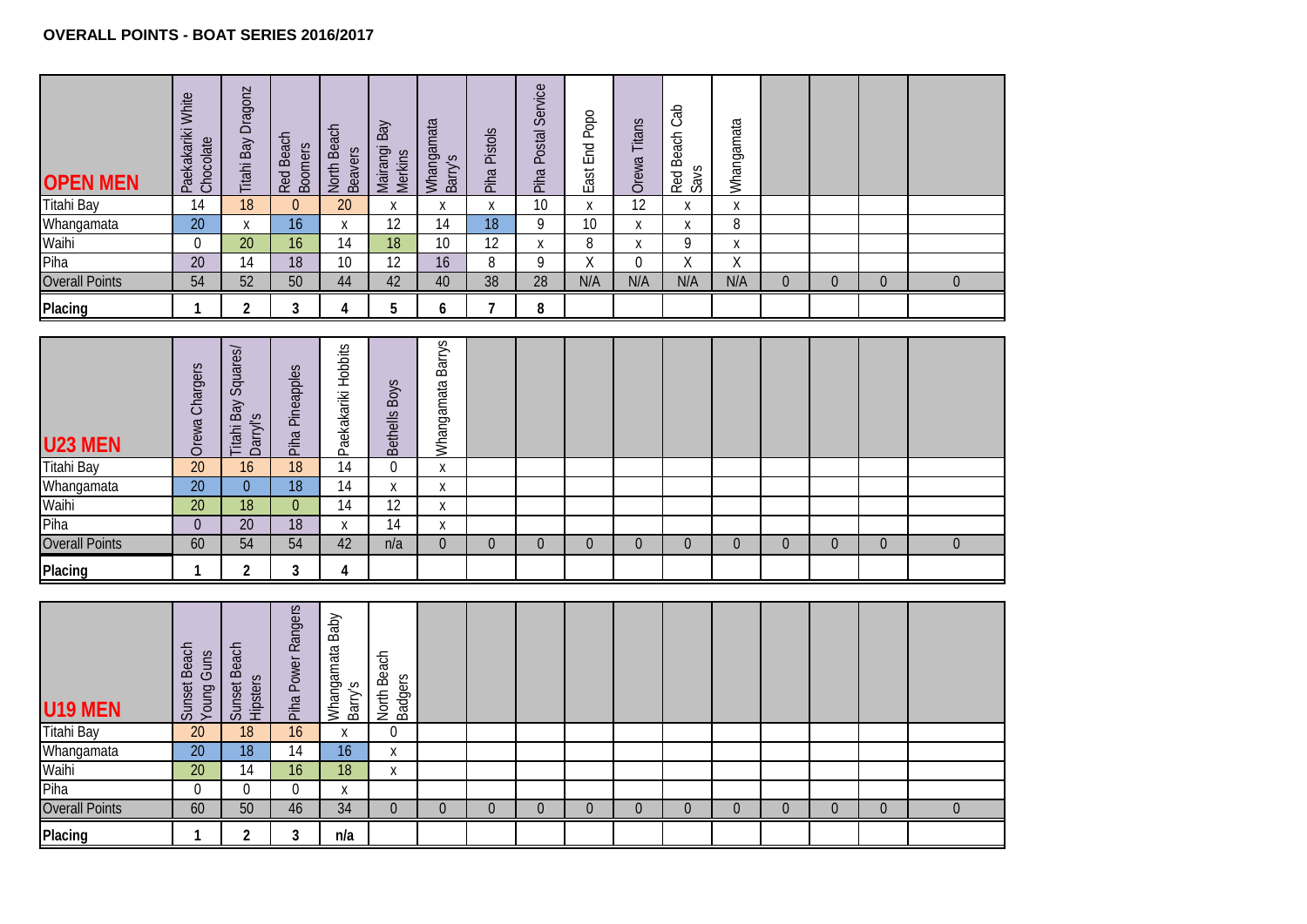**OVERALL POINTS - BOAT SERIES 2016/2017**

| OPEN MEN | Paekakariki White Chocolate | Titahi Bay Dragonz | Red Beach Boomers | North Beach Beavers | Mairangi Bay Merkins | Whangamata Barry's | Piha Pistols | Piha Postal Service | East End Popo | Orewa Titans | Red Beach Cab Savs | Whangamata | | | | |
|---|---|---|---|---|---|---|---|---|---|---|---|---|---|---|---|---|
| Titahi Bay | 14 | 18 | 0 | 20 | x | x | x | 10 | x | 12 | x | x | | | | |
| Whangamata | 20 | x | 16 | x | 12 | 14 | 18 | 9 | 10 | x | x | 8 | | | | |
| Waihi | 0 | 20 | 16 | 14 | 18 | 10 | 12 | x | 8 | x | 9 | x | | | | |
| Piha | 20 | 14 | 18 | 10 | 12 | 16 | 8 | 9 | X | 0 | X | X | | | | |
| Overall Points | 54 | 52 | 50 | 44 | 42 | 40 | 38 | 28 | N/A | N/A | N/A | N/A | 0 | 0 | 0 | 0 |
| Placing | 1 | 2 | 3 | 4 | 5 | 6 | 7 | 8 | | | | | | | | |

| U23 MEN | Orewa Chargers | Titahi Bay Squares/ Darryl's | Piha Pineapples | Paekakariki Hobbits | Bethells Boys | Whangamata Barrys | | | | | | | | | | |
|---|---|---|---|---|---|---|---|---|---|---|---|---|---|---|---|---|
| Titahi Bay | 20 | 16 | 18 | 14 | 0 | x | | | | | | | | | | |
| Whangamata | 20 | 0 | 18 | 14 | x | x | | | | | | | | | | |
| Waihi | 20 | 18 | 0 | 14 | 12 | x | | | | | | | | | | |
| Piha | 0 | 20 | 18 | x | 14 | x | | | | | | | | | | |
| Overall Points | 60 | 54 | 54 | 42 | n/a | 0 | 0 | 0 | 0 | 0 | 0 | 0 | 0 | 0 | 0 | 0 |
| Placing | 1 | 2 | 3 | 4 | | | | | | | | | | | | |

| U19 MEN | Sunset Beach Young Guns | Sunset Beach Hipsters | Piha Power Rangers | Whangamata Baby Barry's | North Beach Badgers | | | | | | | | | | | |
|---|---|---|---|---|---|---|---|---|---|---|---|---|---|---|---|---|
| Titahi Bay | 20 | 18 | 16 | x | 0 | | | | | | | | | | | |
| Whangamata | 20 | 18 | 14 | 16 | x | | | | | | | | | | | |
| Waihi | 20 | 14 | 16 | 18 | x | | | | | | | | | | | |
| Piha | 0 | 0 | 0 | x | | | | | | | | | | | | |
| Overall Points | 60 | 50 | 46 | 34 | 0 | 0 | 0 | 0 | 0 | 0 | 0 | 0 | 0 | 0 | 0 | 0 |
| Placing | 1 | 2 | 3 | n/a | | | | | | | | | | | | |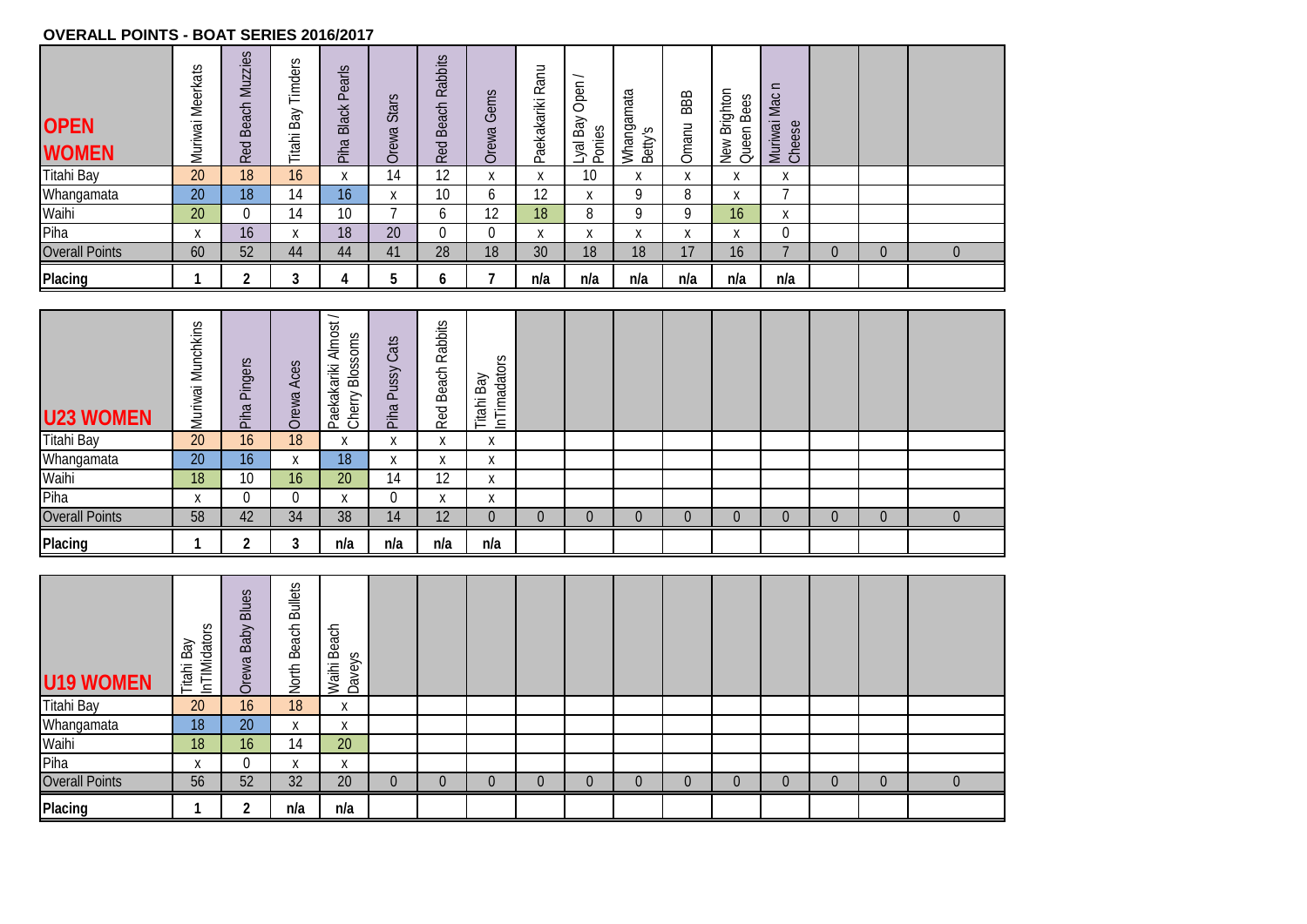## OVERALL POINTS - BOAT SERIES 2016/2017

| OPEN WOMEN | Muriwai Meerkats | Red Beach Muzzies | Titahi Bay Timders | Piha Black Pearls | Orewa Stars | Red Beach Rabbits | Orewa Gems | Paekakariki Ranu | Lyal Bay Open / Ponies | Whangamata Betty's | Omanu BBB | New Brighton Queen Bees | Muriwai Mac n Cheese | | | |
|---|---|---|---|---|---|---|---|---|---|---|---|---|---|---|---|---|
| Titahi Bay | 20 | 18 | 16 | x | 14 | 12 | x | x | 10 | x | x | x | x | | | |
| Whangamata | 20 | 18 | 14 | 16 | x | 10 | 6 | 12 | x | 9 | 8 | x | 7 | | | |
| Waihi | 20 | 0 | 14 | 10 | 7 | 6 | 12 | 18 | 8 | 9 | 9 | 16 | x | | | |
| Piha | x | 16 | x | 18 | 20 | 0 | 0 | x | x | x | x | x | 0 | | | |
| Overall Points | 60 | 52 | 44 | 44 | 41 | 28 | 18 | 30 | 18 | 18 | 17 | 16 | 7 | 0 | 0 | 0 |
| **Placing** | **1** | **2** | **3** | **4** | **5** | **6** | **7** | **n/a** | **n/a** | **n/a** | **n/a** | **n/a** | **n/a** | | | |

| U23 WOMEN | Muriwai Munchkins | Piha Pingers | Orewa Aces | Paekakariki Almost / Cherry Blossoms | Piha Pussy Cats | Red Beach Rabbits | Titahi Bay InTimadators | | | | | | | | | |
|---|---|---|---|---|---|---|---|---|---|---|---|---|---|---|---|---|
| Titahi Bay | 20 | 16 | 18 | x | x | x | x | | | | | | | | | |
| Whangamata | 20 | 16 | x | 18 | x | x | x | | | | | | | | | |
| Waihi | 18 | 10 | 16 | 20 | 14 | 12 | x | | | | | | | | | |
| Piha | x | 0 | 0 | x | 0 | x | x | | | | | | | | | |
| Overall Points | 58 | 42 | 34 | 38 | 14 | 12 | 0 | 0 | 0 | 0 | 0 | 0 | 0 | 0 | 0 | 0 |
| **Placing** | **1** | **2** | **3** | **n/a** | **n/a** | **n/a** | **n/a** | | | | | | | | | |

| U19 WOMEN | Titahi Bay InTIMidators | Orewa Baby Blues | North Beach Bullets | Waihi Beach Daveys | | | | | | | | | | | | |
|---|---|---|---|---|---|---|---|---|---|---|---|---|---|---|---|---|
| Titahi Bay | 20 | 16 | 18 | x | | | | | | | | | | | | |
| Whangamata | 18 | 20 | x | x | | | | | | | | | | | | |
| Waihi | 18 | 16 | 14 | 20 | | | | | | | | | | | | |
| Piha | x | 0 | x | x | | | | | | | | | | | | |
| Overall Points | 56 | 52 | 32 | 20 | 0 | 0 | 0 | 0 | 0 | 0 | 0 | 0 | 0 | 0 | 0 | 0 |
| **Placing** | **1** | **2** | **n/a** | **n/a** | | | | | | | | | | | | |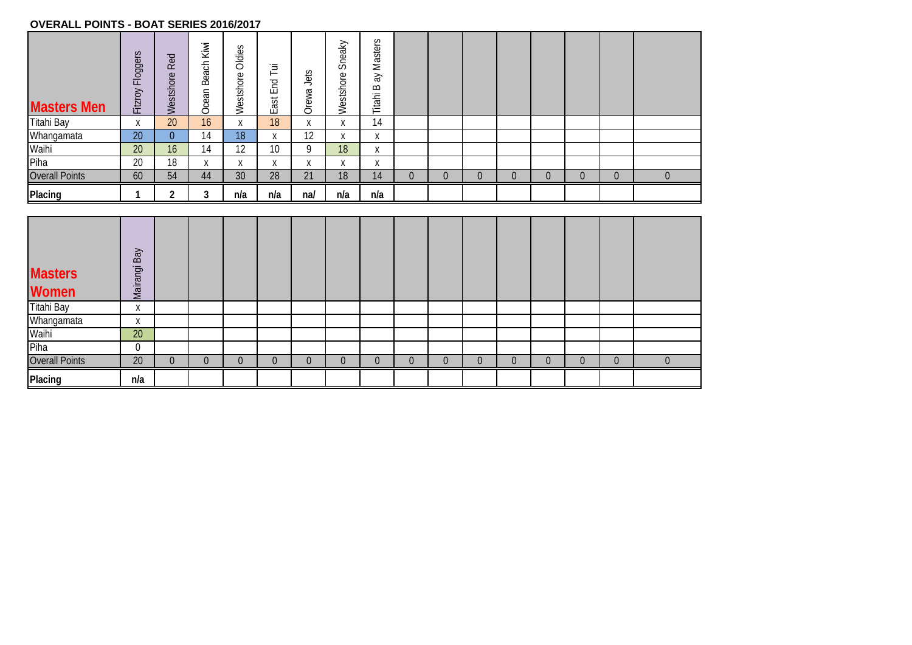## OVERALL POINTS - BOAT SERIES 2016/2017

| Masters Men | Fitzroy Floggers | Westshore Red | Ocean Beach Kiwi | Westshore Oldies | East End Tui | Orewa Jets | Westshore Sneaky | Titahi B ay Masters | | | | | | | | |
|---|---|---|---|---|---|---|---|---|---|---|---|---|---|---|---|---|
| Titahi Bay | x | 20 | 16 | x | 18 | x | x | 14 | | | | | | | | |
| Whangamata | 20 | 0 | 14 | 18 | x | 12 | x | x | | | | | | | | |
| Waihi | 20 | 16 | 14 | 12 | 10 | 9 | 18 | x | | | | | | | | |
| Piha | 20 | 18 | x | x | x | x | x | x | | | | | | | | |
| Overall Points | 60 | 54 | 44 | 30 | 28 | 21 | 18 | 14 | 0 | 0 | 0 | 0 | 0 | 0 | 0 | 0 |
| **Placing** | **1** | **2** | **3** | **n/a** | **n/a** | **na/** | **n/a** | **n/a** | | | | | | | | |

| Masters Women | Mairangi Bay | | | | | | | | | | | | | | | |
|---|---|---|---|---|---|---|---|---|---|---|---|---|---|---|---|---|
| Titahi Bay | x | | | | | | | | | | | | | | | |
| Whangamata | x | | | | | | | | | | | | | | | |
| Waihi | 20 | | | | | | | | | | | | | | | |
| Piha | 0 | | | | | | | | | | | | | | | |
| Overall Points | 20 | 0 | 0 | 0 | 0 | 0 | 0 | 0 | 0 | 0 | 0 | 0 | 0 | 0 | 0 | 0 |
| **Placing** | **n/a** | | | | | | | | | | | | | | | |